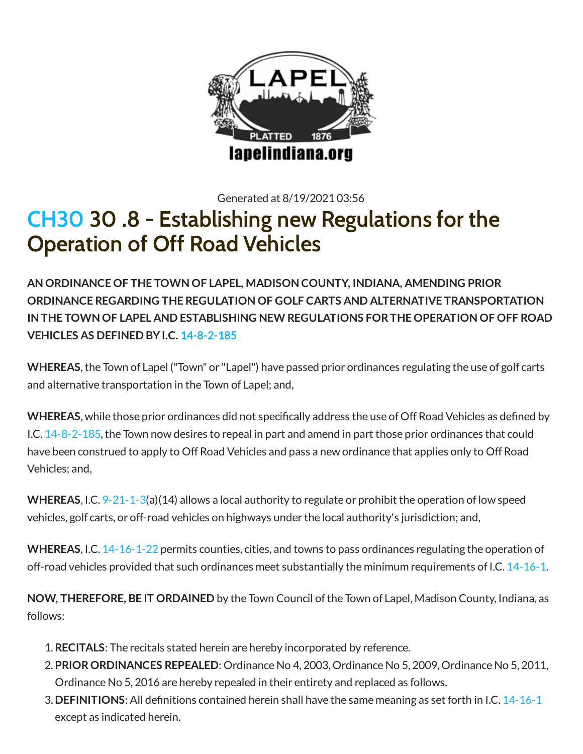Generated at 8/19/2021 03:56

# CH30 30 .8 - Establishing new Regulations for the Operation of Off Road Vehicles

**AN ORDINANCE OF THE TOWN OF LAPEL, MADISON COUNTY, INDIANA, AMENDING PRIOR ORDINANCE REGARDING THE REGULATION OF GOLF CARTS AND ALTERNATIVE TRANSPORTATION IN THE TOWN OF LAPEL AND ESTABLISHING NEW REGULATIONS FOR THE OPERATION OF OFF ROAD VEHICLES AS DEFINED BY I.C. 14-8-2-185**

**WHEREAS**, the Town of Lapel ("Town" or "Lapel") have passed prior ordinances regulating the use of golf carts and alternative transportation in the Town of Lapel; and,

**WHEREAS**, while those prior ordinances did not specifically address the use of Off Road Vehicles as defined by I.C. 14-8-2-185, the Town now desires to repeal in part and amend in part those prior ordinances that could have been construed to apply to Off Road Vehicles and pass a new ordinance that applies only to Off Road Vehicles; and,

**WHEREAS**, I.C. 9-21-1-3(a)(14) allows a local authority to regulate or prohibit the operation of low speed vehicles, golf carts, or off-road vehicles on highways under the local authority's jurisdiction; and,

**WHEREAS**, I.C. 14-16-1-22 permits counties, cities, and towns to pass ordinances regulating the operation of off-road vehicles provided that such ordinances meet substantially the minimum requirements of I.C. 14-16-1.

**NOW, THEREFORE, BE IT ORDAINED** by the Town Council of the Town of Lapel, Madison County, Indiana, as follows:

1. **RECITALS**: The recitals stated herein are hereby incorporated by reference.
2. **PRIOR ORDINANCES REPEALED**: Ordinance No 4, 2003, Ordinance No 5, 2009, Ordinance No 5, 2011, Ordinance No 5, 2016 are hereby repealed in their entirety and replaced as follows.
3. **DEFINITIONS**: All definitions contained herein shall have the same meaning as set forth in I.C. 14-16-1 except as indicated herein.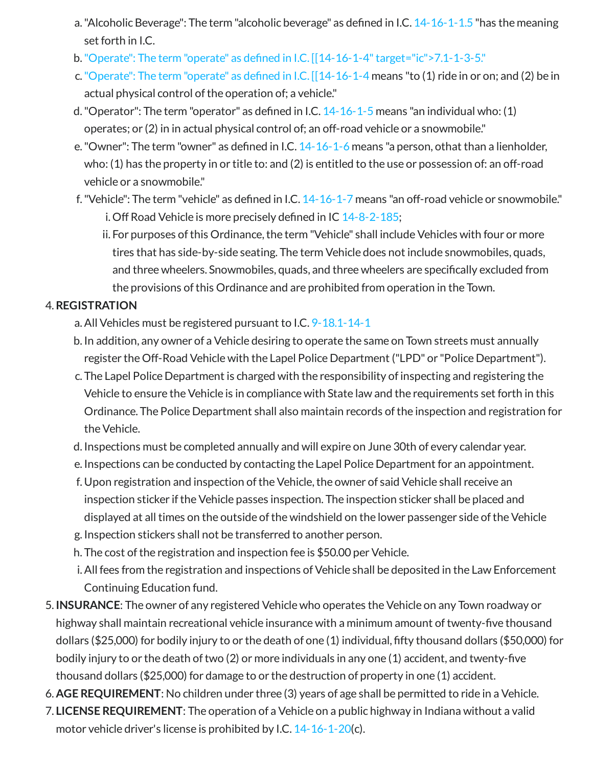a. "Alcoholic Beverage": The term "alcoholic beverage" as defined in I.C. 14-16-1-1.5 "has the meaning set forth in I.C.
b. "Operate": The term "operate" as defined in I.C. [[14-16-1-4" target="ic">7.1-1-3-5."
c. "Operate": The term "operate" as defined in I.C. [[14-16-1-4 means "to (1) ride in or on; and (2) be in actual physical control of the operation of; a vehicle."
d. "Operator": The term "operator" as defined in I.C. 14-16-1-5 means "an individual who: (1) operates; or (2) in in actual physical control of; an off-road vehicle or a snowmobile."
e. "Owner": The term "owner" as defined in I.C. 14-16-1-6 means "a person, othat than a lienholder, who: (1) has the property in or title to: and (2) is entitled to the use or possession of: an off-road vehicle or a snowmobile."
f. "Vehicle": The term "vehicle" as defined in I.C. 14-16-1-7 means "an off-road vehicle or snowmobile."
   i. Off Road Vehicle is more precisely defined in IC 14-8-2-185;
   ii. For purposes of this Ordinance, the term "Vehicle" shall include Vehicles with four or more tires that has side-by-side seating. The term Vehicle does not include snowmobiles, quads, and three wheelers. Snowmobiles, quads, and three wheelers are specifically excluded from the provisions of this Ordinance and are prohibited from operation in the Town.

4. **REGISTRATION**
   a. All Vehicles must be registered pursuant to I.C. 9-18.1-14-1
   b. In addition, any owner of a Vehicle desiring to operate the same on Town streets must annually register the Off-Road Vehicle with the Lapel Police Department ("LPD" or "Police Department").
   c. The Lapel Police Department is charged with the responsibility of inspecting and registering the Vehicle to ensure the Vehicle is in compliance with State law and the requirements set forth in this Ordinance. The Police Department shall also maintain records of the inspection and registration for the Vehicle.
   d. Inspections must be completed annually and will expire on June 30th of every calendar year.
   e. Inspections can be conducted by contacting the Lapel Police Department for an appointment.
   f. Upon registration and inspection of the Vehicle, the owner of said Vehicle shall receive an inspection sticker if the Vehicle passes inspection. The inspection sticker shall be placed and displayed at all times on the outside of the windshield on the lower passenger side of the Vehicle
   g. Inspection stickers shall not be transferred to another person.
   h. The cost of the registration and inspection fee is $50.00 per Vehicle.
   i. All fees from the registration and inspections of Vehicle shall be deposited in the Law Enforcement Continuing Education fund.
5. **INSURANCE**: The owner of any registered Vehicle who operates the Vehicle on any Town roadway or highway shall maintain recreational vehicle insurance with a minimum amount of twenty-five thousand dollars ($25,000) for bodily injury to or the death of one (1) individual, fifty thousand dollars ($50,000) for bodily injury to or the death of two (2) or more individuals in any one (1) accident, and twenty-five thousand dollars ($25,000) for damage to or the destruction of property in one (1) accident.
6. **AGE REQUIREMENT**: No children under three (3) years of age shall be permitted to ride in a Vehicle.
7. **LICENSE REQUIREMENT**: The operation of a Vehicle on a public highway in Indiana without a valid motor vehicle driver's license is prohibited by I.C. 14-16-1-20(c).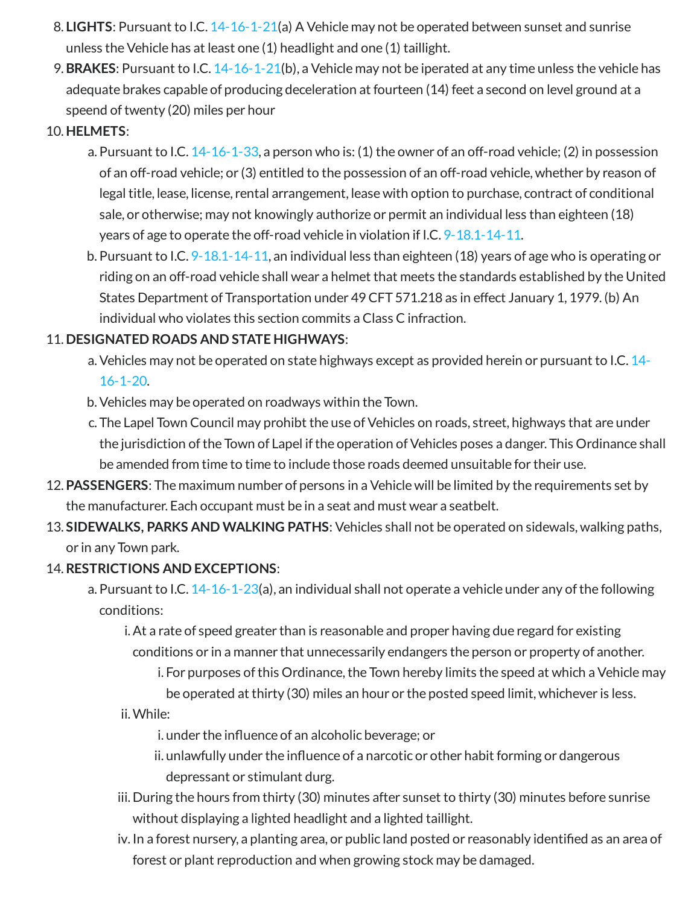8. **LIGHTS**: Pursuant to I.C. 14-16-1-21(a) A Vehicle may not be operated between sunset and sunrise unless the Vehicle has at least one (1) headlight and one (1) taillight.
9. **BRAKES**: Pursuant to I.C. 14-16-1-21(b), a Vehicle may not be iperated at any time unless the vehicle has adequate brakes capable of producing deceleration at fourteen (14) feet a second on level ground at a speend of twenty (20) miles per hour
10. **HELMETS**:
    a. Pursuant to I.C. 14-16-1-33, a person who is: (1) the owner of an off-road vehicle; (2) in possession of an off-road vehicle; or (3) entitled to the possession of an off-road vehicle, whether by reason of legal title, lease, license, rental arrangement, lease with option to purchase, contract of conditional sale, or otherwise; may not knowingly authorize or permit an individual less than eighteen (18) years of age to operate the off-road vehicle in violation if I.C. 9-18.1-14-11.
    b. Pursuant to I.C. 9-18.1-14-11, an individual less than eighteen (18) years of age who is operating or riding on an off-road vehicle shall wear a helmet that meets the standards established by the United States Department of Transportation under 49 CFT 571.218 as in effect January 1, 1979. (b) An individual who violates this section commits a Class C infraction.
11. **DESIGNATED ROADS AND STATE HIGHWAYS**:
    a. Vehicles may not be operated on state highways except as provided herein or pursuant to I.C. 14-16-1-20.
    b. Vehicles may be operated on roadways within the Town.
    c. The Lapel Town Council may prohibit the use of Vehicles on roads, street, highways that are under the jurisdiction of the Town of Lapel if the operation of Vehicles poses a danger. This Ordinance shall be amended from time to time to include those roads deemed unsuitable for their use.
12. **PASSENGERS**: The maximum number of persons in a Vehicle will be limited by the requirements set by the manufacturer. Each occupant must be in a seat and must wear a seatbelt.
13. **SIDEWALKS, PARKS AND WALKING PATHS**: Vehicles shall not be operated on sidewals, walking paths, or in any Town park.
14. **RESTRICTIONS AND EXCEPTIONS**:
    a. Pursuant to I.C. 14-16-1-23(a), an individual shall not operate a vehicle under any of the following conditions:
        i. At a rate of speed greater than is reasonable and proper having due regard for existing conditions or in a manner that unnecessarily endangers the person or property of another.
            i. For purposes of this Ordinance, the Town hereby limits the speed at which a Vehicle may be operated at thirty (30) miles an hour or the posted speed limit, whichever is less.
        ii. While:
            i. under the influence of an alcoholic beverage; or
            ii. unlawfully under the influence of a narcotic or other habit forming or dangerous depressant or stimulant durg.
        iii. During the hours from thirty (30) minutes after sunset to thirty (30) minutes before sunrise without displaying a lighted headlight and a lighted taillight.
        iv. In a forest nursery, a planting area, or public land posted or reasonably identified as an area of forest or plant reproduction and when growing stock may be damaged.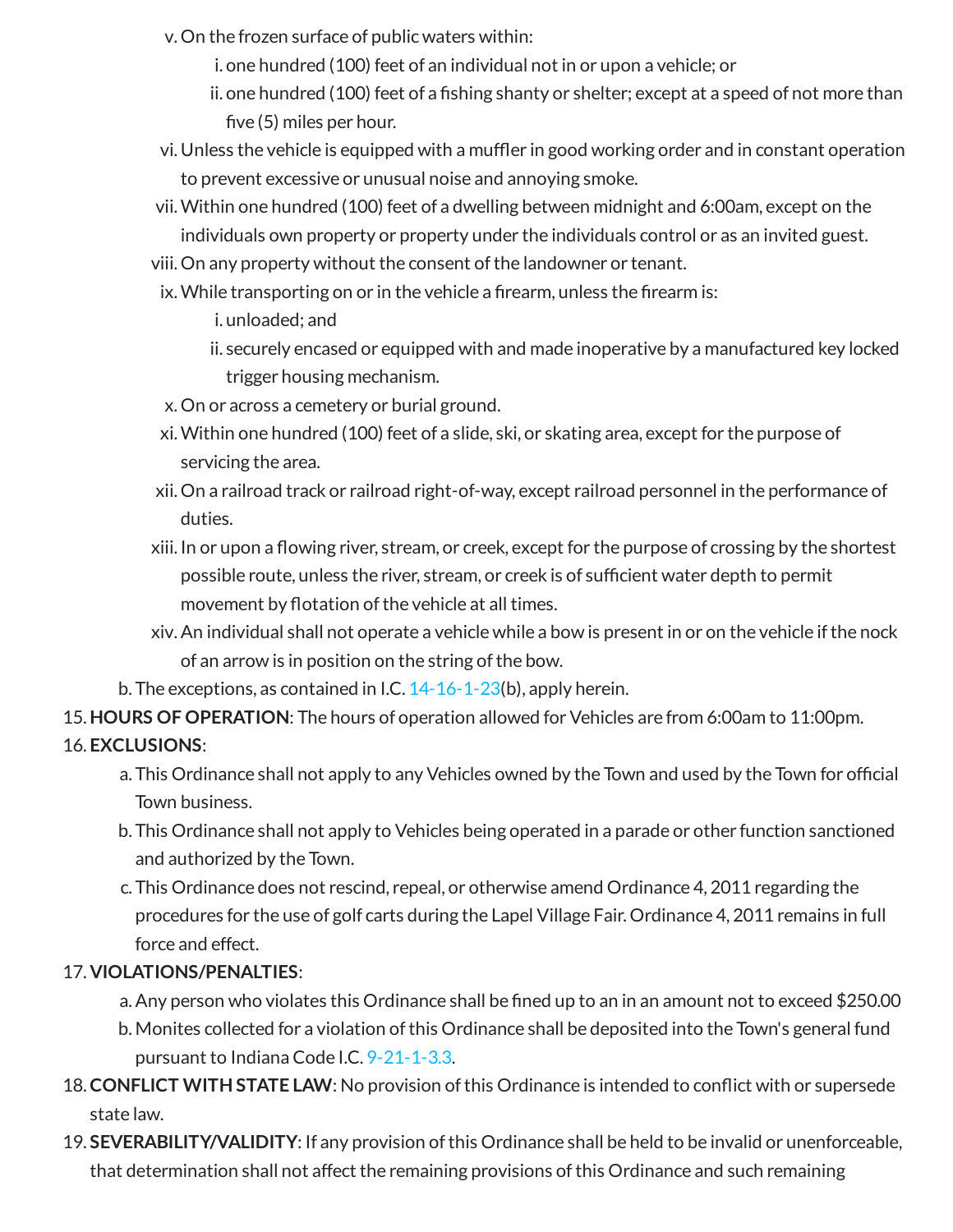v. On the frozen surface of public waters within:
    i. one hundred (100) feet of an individual not in or upon a vehicle; or
    ii. one hundred (100) feet of a fishing shanty or shelter; except at a speed of not more than five (5) miles per hour.

vi. Unless the vehicle is equipped with a muffler in good working order and in constant operation to prevent excessive or unusual noise and annoying smoke.

vii. Within one hundred (100) feet of a dwelling between midnight and 6:00am, except on the individuals own property or property under the individuals control or as an invited guest.

viii. On any property without the consent of the landowner or tenant.

ix. While transporting on or in the vehicle a firearm, unless the firearm is:
    i. unloaded; and
    ii. securely encased or equipped with and made inoperative by a manufactured key locked trigger housing mechanism.

x. On or across a cemetery or burial ground.

xi. Within one hundred (100) feet of a slide, ski, or skating area, except for the purpose of servicing the area.

xii. On a railroad track or railroad right-of-way, except railroad personnel in the performance of duties.

xiii. In or upon a flowing river, stream, or creek, except for the purpose of crossing by the shortest possible route, unless the river, stream, or creek is of sufficient water depth to permit movement by flotation of the vehicle at all times.

xiv. An individual shall not operate a vehicle while a bow is present in or on the vehicle if the nock of an arrow is in position on the string of the bow.

b. The exceptions, as contained in I.C. 14-16-1-23(b), apply herein.

15. **HOURS OF OPERATION**: The hours of operation allowed for Vehicles are from 6:00am to 11:00pm.

16. **EXCLUSIONS**:
    a. This Ordinance shall not apply to any Vehicles owned by the Town and used by the Town for official Town business.
    b. This Ordinance shall not apply to Vehicles being operated in a parade or other function sanctioned and authorized by the Town.
    c. This Ordinance does not rescind, repeal, or otherwise amend Ordinance 4, 2011 regarding the procedures for the use of golf carts during the Lapel Village Fair. Ordinance 4, 2011 remains in full force and effect.

17. **VIOLATIONS/PENALTIES**:
    a. Any person who violates this Ordinance shall be fined up to an in an amount not to exceed $250.00
    b. Monites collected for a violation of this Ordinance shall be deposited into the Town's general fund pursuant to Indiana Code I.C. 9-21-1-3.3.

18. **CONFLICT WITH STATE LAW**: No provision of this Ordinance is intended to conflict with or supersede state law.

19. **SEVERABILITY/VALIDITY**: If any provision of this Ordinance shall be held to be invalid or unenforceable, that determination shall not affect the remaining provisions of this Ordinance and such remaining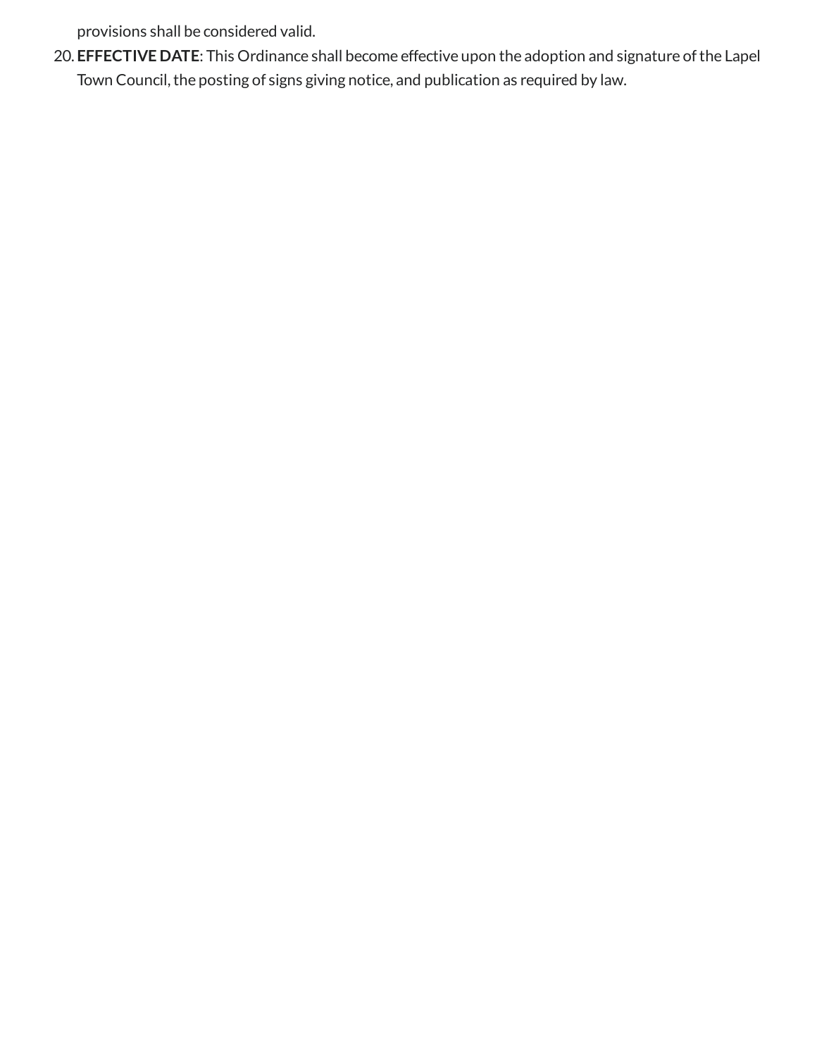provisions shall be considered valid.

20. **EFFECTIVE DATE**: This Ordinance shall become effective upon the adoption and signature of the Lapel Town Council, the posting of signs giving notice, and publication as required by law.